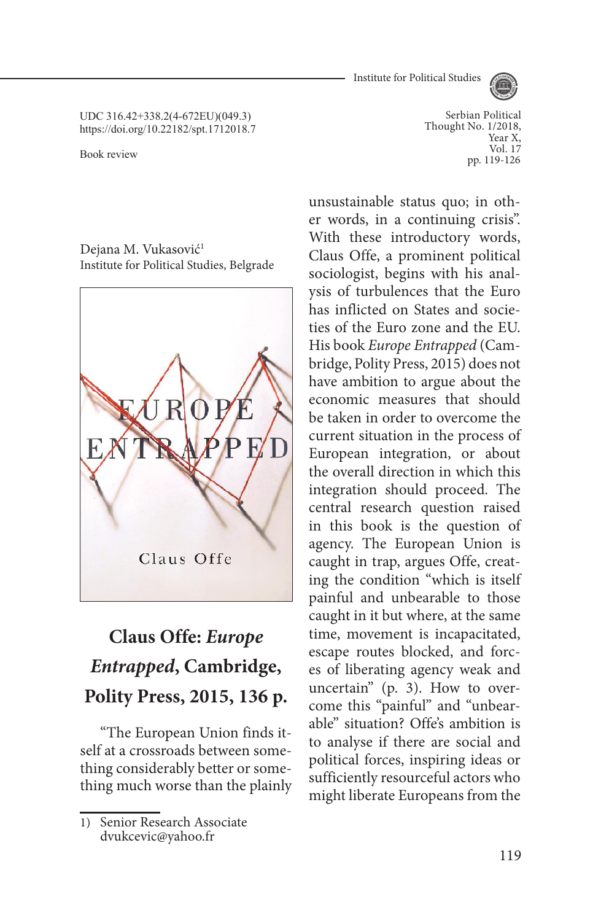UDC 316.42+338.2(4-672EU)(049.3)
https://doi.org/10.22182/spt.1712018.7

Book review

Dejana M. Vukasović[1]
Institute for Political Studies, Belgrade

# Claus Offe: *Europe Entrapped*, Cambridge, Polity Press, 2015, 136 p.

"The European Union finds itself at a crossroads between something considerably better or something much worse than the plainly unsustainable status quo; in other words, in a continuing crisis". With these introductory words, Claus Offe, a prominent political sociologist, begins with his analysis of turbulences that the Euro has inflicted on States and societies of the Euro zone and the EU. His book *Europe Entrapped* (Cambridge, Polity Press, 2015) does not have ambition to argue about the economic measures that should be taken in order to overcome the current situation in the process of European integration, or about the overall direction in which this integration should proceed. The central research question raised in this book is the question of agency. The European Union is caught in trap, argues Offe, creating the condition "which is itself painful and unbearable to those caught in it but where, at the same time, movement is incapacitated, escape routes blocked, and forces of liberating agency weak and uncertain" (p. 3). How to overcome this "painful" and "unbearable" situation? Offe's ambition is to analyse if there are social and political forces, inspiring ideas or sufficiently resourceful actors who might liberate Europeans from the

[1] Senior Research Associate
dvukcevic@yahoo.fr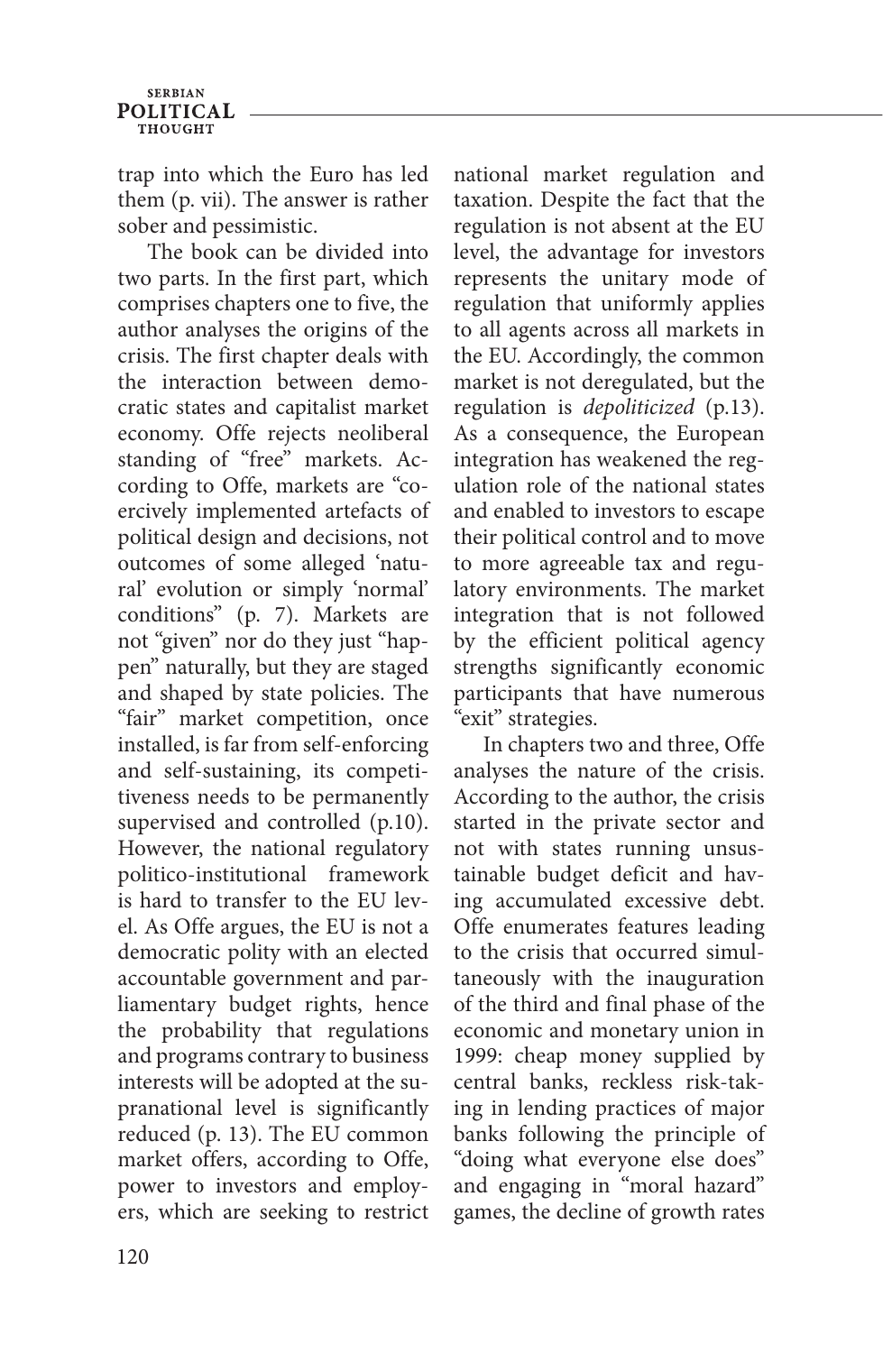trap into which the Euro has led them (p. vii). The answer is rather sober and pessimistic.

The book can be divided into two parts. In the first part, which comprises chapters one to five, the author analyses the origins of the crisis. The first chapter deals with the interaction between democratic states and capitalist market economy. Offe rejects neoliberal standing of "free" markets. According to Offe, markets are "coercively implemented artefacts of political design and decisions, not outcomes of some alleged 'natural' evolution or simply 'normal' conditions" (p. 7). Markets are not "given" nor do they just "happen" naturally, but they are staged and shaped by state policies. The "fair" market competition, once installed, is far from self-enforcing and self-sustaining, its competitiveness needs to be permanently supervised and controlled (p.10). However, the national regulatory politico-institutional framework is hard to transfer to the EU level. As Offe argues, the EU is not a democratic polity with an elected accountable government and parliamentary budget rights, hence the probability that regulations and programs contrary to business interests will be adopted at the supranational level is significantly reduced (p. 13). The EU common market offers, according to Offe, power to investors and employers, which are seeking to restrict national market regulation and taxation. Despite the fact that the regulation is not absent at the EU level, the advantage for investors represents the unitary mode of regulation that uniformly applies to all agents across all markets in the EU. Accordingly, the common market is not deregulated, but the regulation is *depoliticized* (p.13). As a consequence, the European integration has weakened the regulation role of the national states and enabled to investors to escape their political control and to move to more agreeable tax and regulatory environments. The market integration that is not followed by the efficient political agency strengths significantly economic participants that have numerous "exit" strategies.

In chapters two and three, Offe analyses the nature of the crisis. According to the author, the crisis started in the private sector and not with states running unsustainable budget deficit and having accumulated excessive debt. Offe enumerates features leading to the crisis that occurred simultaneously with the inauguration of the third and final phase of the economic and monetary union in 1999: cheap money supplied by central banks, reckless risk-taking in lending practices of major banks following the principle of "doing what everyone else does" and engaging in "moral hazard" games, the decline of growth rates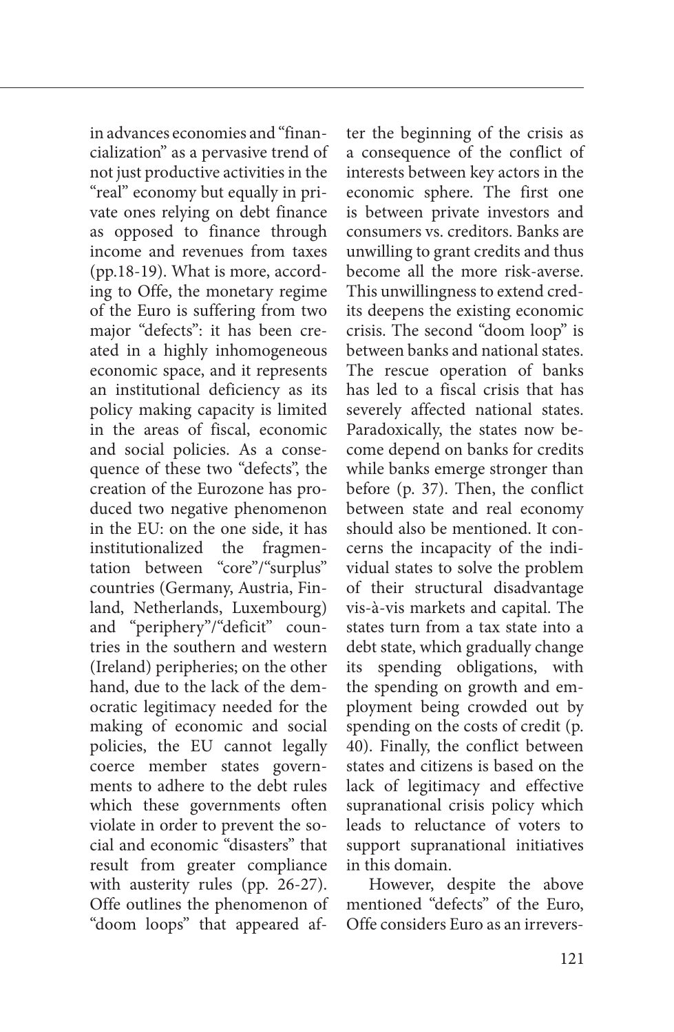in advances economies and "financialization" as a pervasive trend of not just productive activities in the "real" economy but equally in private ones relying on debt finance as opposed to finance through income and revenues from taxes (pp.18-19). What is more, according to Offe, the monetary regime of the Euro is suffering from two major "defects": it has been created in a highly inhomogeneous economic space, and it represents an institutional deficiency as its policy making capacity is limited in the areas of fiscal, economic and social policies. As a consequence of these two "defects", the creation of the Eurozone has produced two negative phenomenon in the EU: on the one side, it has institutionalized the fragmentation between "core"/"surplus" countries (Germany, Austria, Finland, Netherlands, Luxembourg) and "periphery"/"deficit" countries in the southern and western (Ireland) peripheries; on the other hand, due to the lack of the democratic legitimacy needed for the making of economic and social policies, the EU cannot legally coerce member states governments to adhere to the debt rules which these governments often violate in order to prevent the social and economic "disasters" that result from greater compliance with austerity rules (pp. 26-27). Offe outlines the phenomenon of "doom loops" that appeared after the beginning of the crisis as a consequence of the conflict of interests between key actors in the economic sphere. The first one is between private investors and consumers vs. creditors. Banks are unwilling to grant credits and thus become all the more risk-averse. This unwillingness to extend credits deepens the existing economic crisis. The second "doom loop" is between banks and national states. The rescue operation of banks has led to a fiscal crisis that has severely affected national states. Paradoxically, the states now become depend on banks for credits while banks emerge stronger than before (p. 37). Then, the conflict between state and real economy should also be mentioned. It concerns the incapacity of the individual states to solve the problem of their structural disadvantage vis-à-vis markets and capital. The states turn from a tax state into a debt state, which gradually change its spending obligations, with the spending on growth and employment being crowded out by spending on the costs of credit (p. 40). Finally, the conflict between states and citizens is based on the lack of legitimacy and effective supranational crisis policy which leads to reluctance of voters to support supranational initiatives in this domain.

However, despite the above mentioned "defects" of the Euro, Offe considers Euro as an irrevers-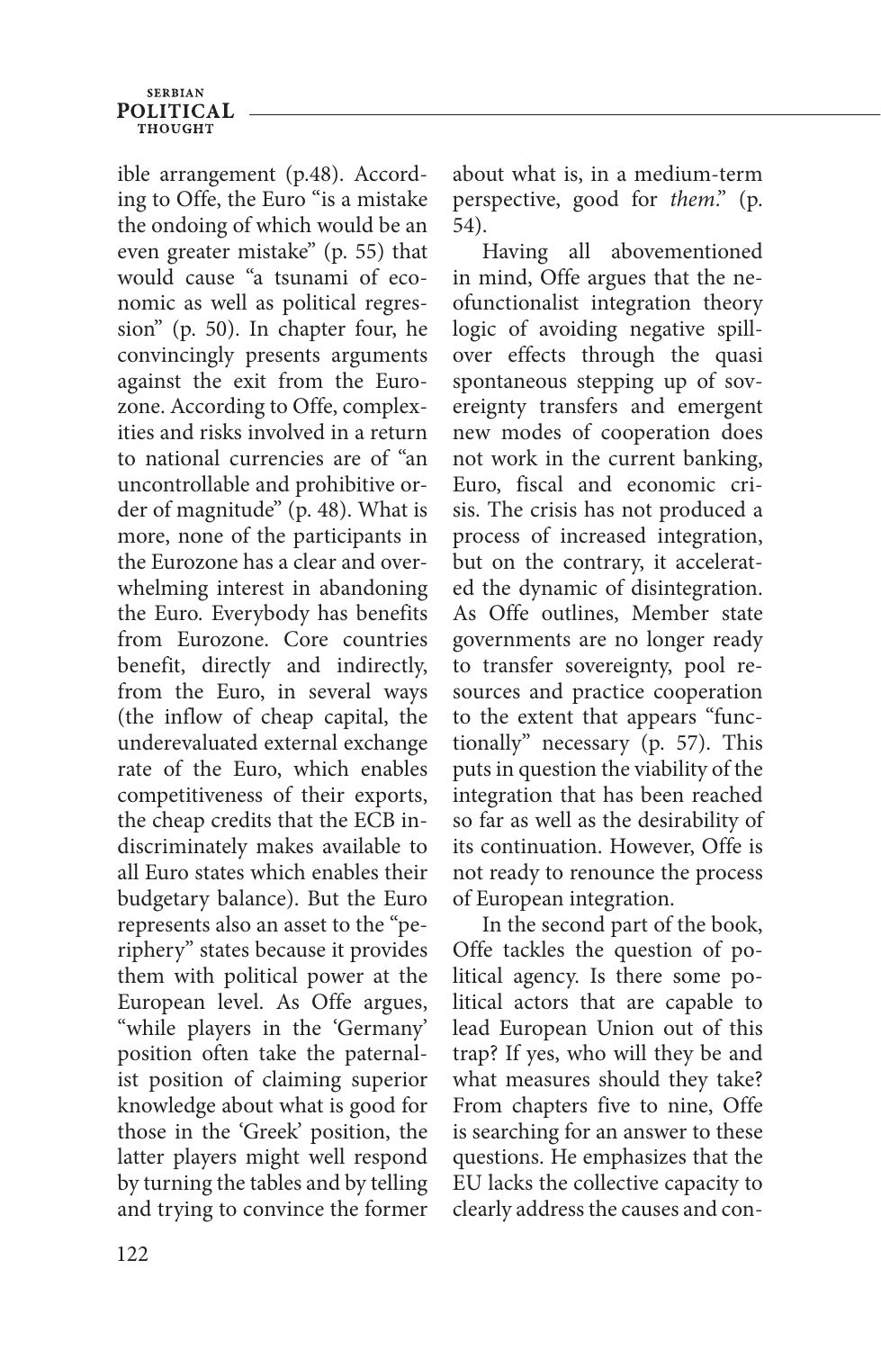ible arrangement (p.48). According to Offe, the Euro "is a mistake the ondoing of which would be an even greater mistake" (p. 55) that would cause "a tsunami of economic as well as political regression" (p. 50). In chapter four, he convincingly presents arguments against the exit from the Eurozone. According to Offe, complexities and risks involved in a return to national currencies are of "an uncontrollable and prohibitive order of magnitude" (p. 48). What is more, none of the participants in the Eurozone has a clear and overwhelming interest in abandoning the Euro. Everybody has benefits from Eurozone. Core countries benefit, directly and indirectly, from the Euro, in several ways (the inflow of cheap capital, the underevaluated external exchange rate of the Euro, which enables competitiveness of their exports, the cheap credits that the ECB indiscriminately makes available to all Euro states which enables their budgetary balance). But the Euro represents also an asset to the "periphery" states because it provides them with political power at the European level. As Offe argues, "while players in the 'Germany' position often take the paternalist position of claiming superior knowledge about what is good for those in the 'Greek' position, the latter players might well respond by turning the tables and by telling and trying to convince the former about what is, in a medium-term perspective, good for *them*." (p. 54).

Having all abovementioned in mind, Offe argues that the neofunctionalist integration theory logic of avoiding negative spillover effects through the quasi spontaneous stepping up of sovereignty transfers and emergent new modes of cooperation does not work in the current banking, Euro, fiscal and economic crisis. The crisis has not produced a process of increased integration, but on the contrary, it accelerated the dynamic of disintegration. As Offe outlines, Member state governments are no longer ready to transfer sovereignty, pool resources and practice cooperation to the extent that appears "functionally" necessary (p. 57). This puts in question the viability of the integration that has been reached so far as well as the desirability of its continuation. However, Offe is not ready to renounce the process of European integration.

In the second part of the book, Offe tackles the question of political agency. Is there some political actors that are capable to lead European Union out of this trap? If yes, who will they be and what measures should they take? From chapters five to nine, Offe is searching for an answer to these questions. He emphasizes that the EU lacks the collective capacity to clearly address the causes and con-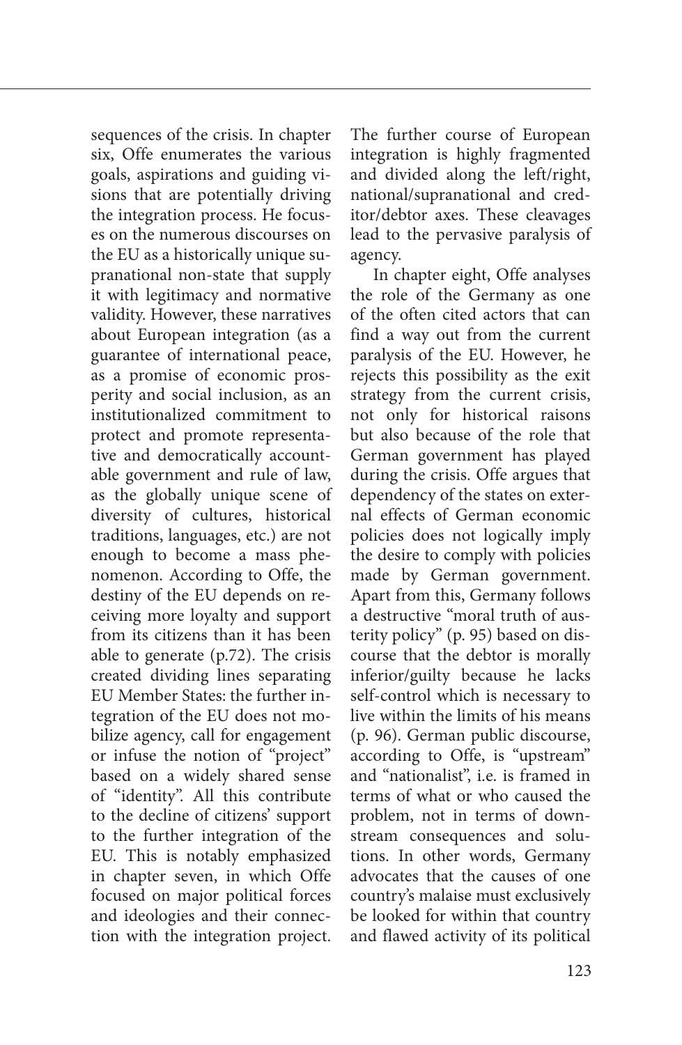sequences of the crisis. In chapter six, Offe enumerates the various goals, aspirations and guiding visions that are potentially driving the integration process. He focuses on the numerous discourses on the EU as a historically unique supranational non-state that supply it with legitimacy and normative validity. However, these narratives about European integration (as a guarantee of international peace, as a promise of economic prosperity and social inclusion, as an institutionalized commitment to protect and promote representative and democratically accountable government and rule of law, as the globally unique scene of diversity of cultures, historical traditions, languages, etc.) are not enough to become a mass phenomenon. According to Offe, the destiny of the EU depends on receiving more loyalty and support from its citizens than it has been able to generate (p.72). The crisis created dividing lines separating EU Member States: the further integration of the EU does not mobilize agency, call for engagement or infuse the notion of "project" based on a widely shared sense of "identity". All this contribute to the decline of citizens' support to the further integration of the EU. This is notably emphasized in chapter seven, in which Offe focused on major political forces and ideologies and their connection with the integration project. The further course of European integration is highly fragmented and divided along the left/right, national/supranational and creditor/debtor axes. These cleavages lead to the pervasive paralysis of agency.

In chapter eight, Offe analyses the role of the Germany as one of the often cited actors that can find a way out from the current paralysis of the EU. However, he rejects this possibility as the exit strategy from the current crisis, not only for historical raisons but also because of the role that German government has played during the crisis. Offe argues that dependency of the states on external effects of German economic policies does not logically imply the desire to comply with policies made by German government. Apart from this, Germany follows a destructive "moral truth of austerity policy" (p. 95) based on discourse that the debtor is morally inferior/guilty because he lacks self-control which is necessary to live within the limits of his means (p. 96). German public discourse, according to Offe, is "upstream" and "nationalist", i.e. is framed in terms of what or who caused the problem, not in terms of downstream consequences and solutions. In other words, Germany advocates that the causes of one country's malaise must exclusively be looked for within that country and flawed activity of its political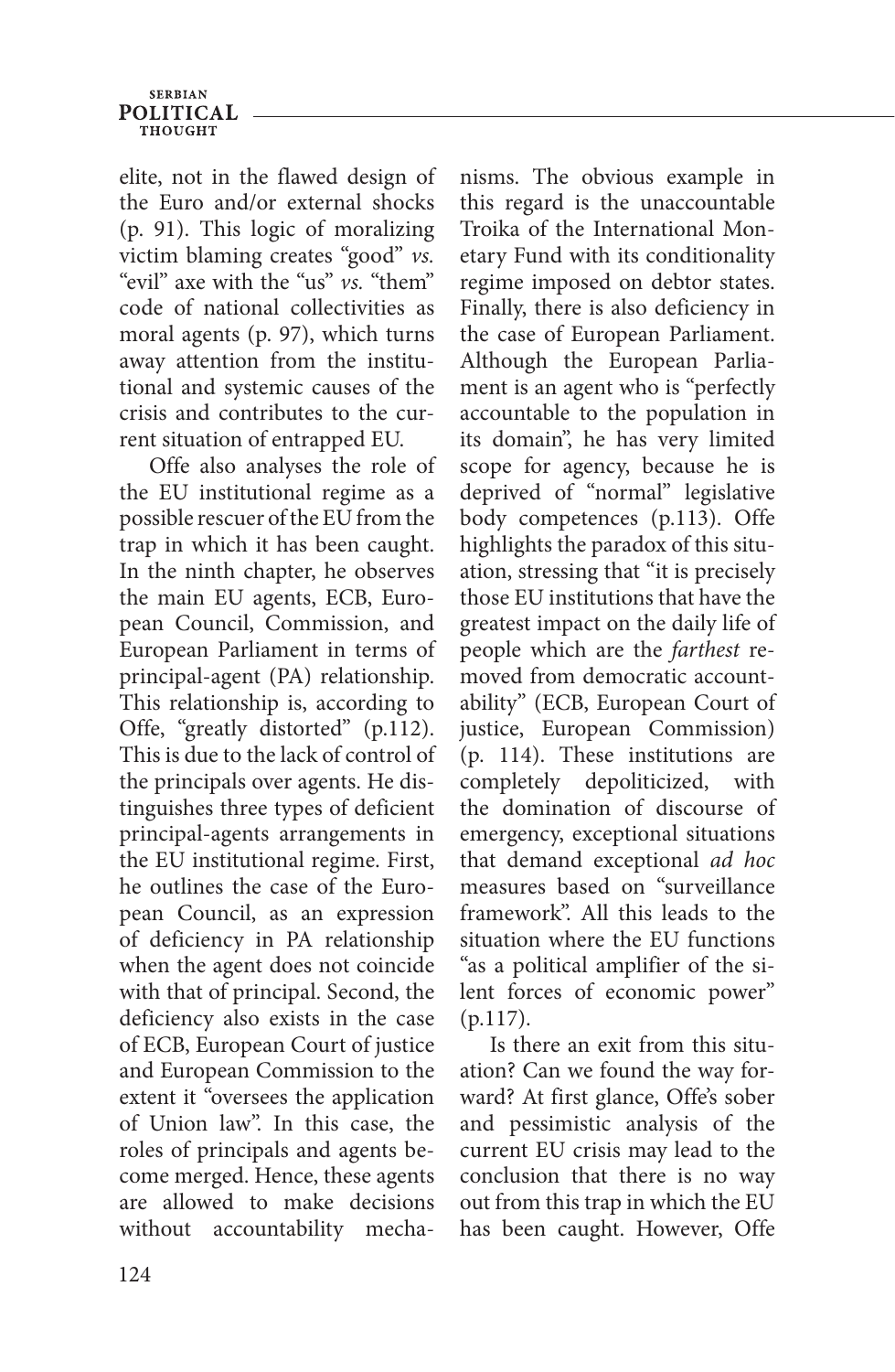elite, not in the flawed design of the Euro and/or external shocks (p. 91). This logic of moralizing victim blaming creates "good" *vs.* "evil" axe with the "us" *vs.* "them" code of national collectivities as moral agents (p. 97), which turns away attention from the institutional and systemic causes of the crisis and contributes to the current situation of entrapped EU.

Offe also analyses the role of the EU institutional regime as a possible rescuer of the EU from the trap in which it has been caught. In the ninth chapter, he observes the main EU agents, ECB, European Council, Commission, and European Parliament in terms of principal-agent (PA) relationship. This relationship is, according to Offe, "greatly distorted" (p.112). This is due to the lack of control of the principals over agents. He distinguishes three types of deficient principal-agents arrangements in the EU institutional regime. First, he outlines the case of the European Council, as an expression of deficiency in PA relationship when the agent does not coincide with that of principal. Second, the deficiency also exists in the case of ECB, European Court of justice and European Commission to the extent it "oversees the application of Union law". In this case, the roles of principals and agents become merged. Hence, these agents are allowed to make decisions without accountability mechanisms. The obvious example in this regard is the unaccountable Troika of the International Monetary Fund with its conditionality regime imposed on debtor states. Finally, there is also deficiency in the case of European Parliament. Although the European Parliament is an agent who is "perfectly accountable to the population in its domain", he has very limited scope for agency, because he is deprived of "normal" legislative body competences (p.113). Offe highlights the paradox of this situation, stressing that "it is precisely those EU institutions that have the greatest impact on the daily life of people which are the *farthest* removed from democratic accountability" (ECB, European Court of justice, European Commission) (p. 114). These institutions are completely depoliticized, with the domination of discourse of emergency, exceptional situations that demand exceptional *ad hoc* measures based on "surveillance framework". All this leads to the situation where the EU functions "as a political amplifier of the silent forces of economic power" (p.117).

Is there an exit from this situation? Can we found the way forward? At first glance, Offe's sober and pessimistic analysis of the current EU crisis may lead to the conclusion that there is no way out from this trap in which the EU has been caught. However, Offe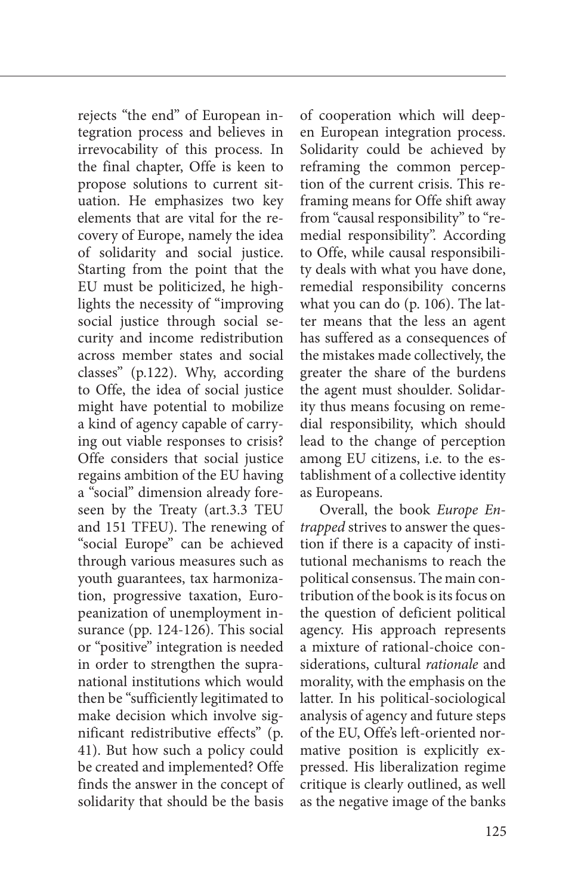rejects "the end" of European integration process and believes in irrevocability of this process. In the final chapter, Offe is keen to propose solutions to current situation. He emphasizes two key elements that are vital for the recovery of Europe, namely the idea of solidarity and social justice. Starting from the point that the EU must be politicized, he highlights the necessity of "improving social justice through social security and income redistribution across member states and social classes" (p.122). Why, according to Offe, the idea of social justice might have potential to mobilize a kind of agency capable of carrying out viable responses to crisis? Offe considers that social justice regains ambition of the EU having a "social" dimension already foreseen by the Treaty (art.3.3 TEU and 151 TFEU). The renewing of "social Europe" can be achieved through various measures such as youth guarantees, tax harmonization, progressive taxation, Europeanization of unemployment insurance (pp. 124-126). This social or "positive" integration is needed in order to strengthen the supranational institutions which would then be "sufficiently legitimated to make decision which involve significant redistributive effects" (p. 41). But how such a policy could be created and implemented? Offe finds the answer in the concept of solidarity that should be the basis of cooperation which will deepen European integration process. Solidarity could be achieved by reframing the common perception of the current crisis. This reframing means for Offe shift away from "causal responsibility" to "remedial responsibility". According to Offe, while causal responsibility deals with what you have done, remedial responsibility concerns what you can do (p. 106). The latter means that the less an agent has suffered as a consequences of the mistakes made collectively, the greater the share of the burdens the agent must shoulder. Solidarity thus means focusing on remedial responsibility, which should lead to the change of perception among EU citizens, i.e. to the establishment of a collective identity as Europeans.

Overall, the book *Europe Entrapped* strives to answer the question if there is a capacity of institutional mechanisms to reach the political consensus. The main contribution of the book is its focus on the question of deficient political agency. His approach represents a mixture of rational-choice considerations, cultural *rationale* and morality, with the emphasis on the latter. In his political-sociological analysis of agency and future steps of the EU, Offe's left-oriented normative position is explicitly expressed. His liberalization regime critique is clearly outlined, as well as the negative image of the banks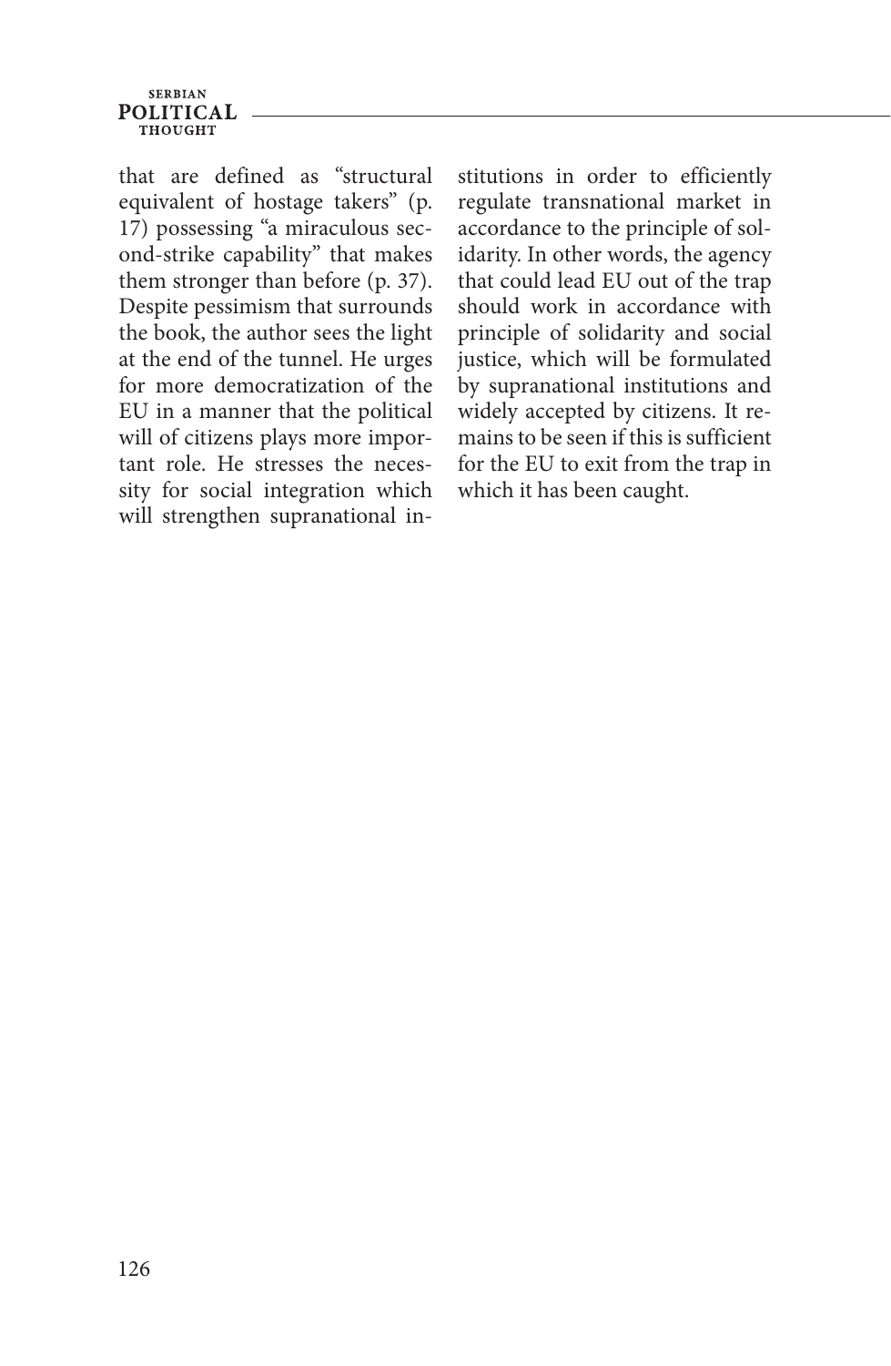that are defined as "structural equivalent of hostage takers" (p. 17) possessing "a miraculous second-strike capability" that makes them stronger than before (p. 37). Despite pessimism that surrounds the book, the author sees the light at the end of the tunnel. He urges for more democratization of the EU in a manner that the political will of citizens plays more important role. He stresses the necessity for social integration which will strengthen supranational institutions in order to efficiently regulate transnational market in accordance to the principle of solidarity. In other words, the agency that could lead EU out of the trap should work in accordance with principle of solidarity and social justice, which will be formulated by supranational institutions and widely accepted by citizens. It remains to be seen if this is sufficient for the EU to exit from the trap in which it has been caught.